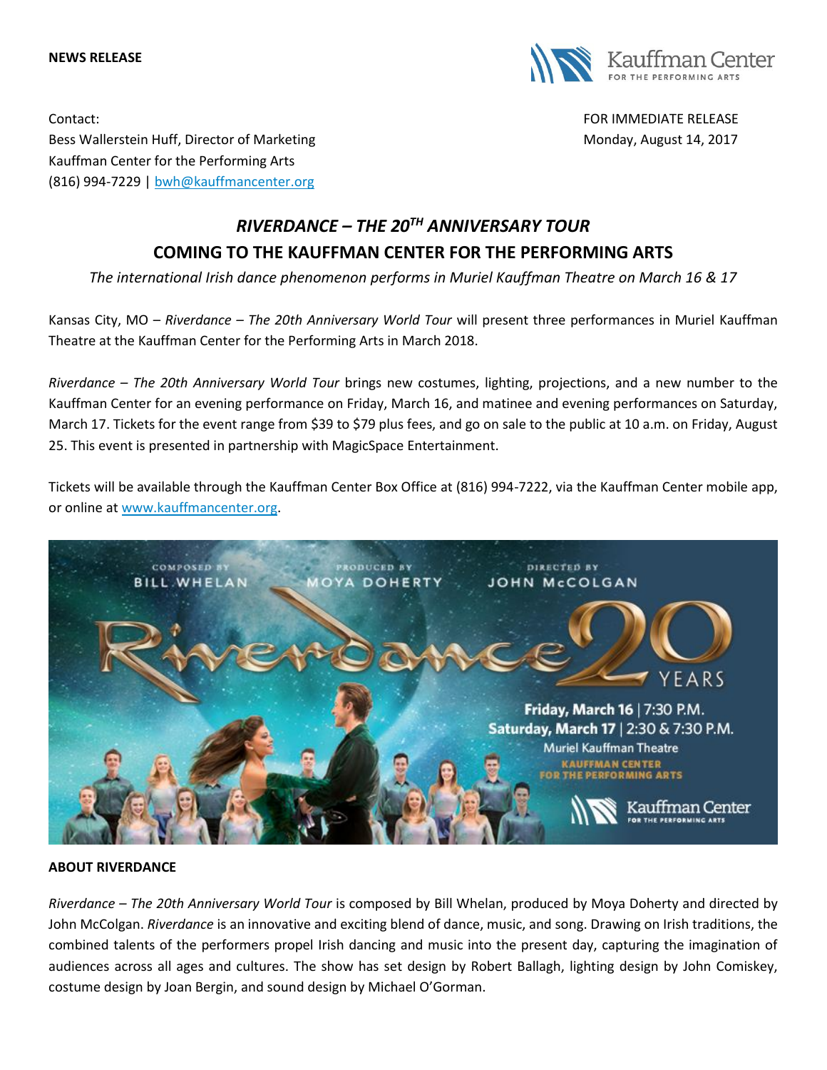**NEWS RELEASE**

Contact:
Bess Wallerstein Huff, Director of Marketing
Kauffman Center for the Performing Arts
(816) 994-7229 | bwh@kauffmancenter.org

FOR IMMEDIATE RELEASE
Monday, August 14, 2017

## *RIVERDANCE – THE 20TH ANNIVERSARY TOUR*
## COMING TO THE KAUFFMAN CENTER FOR THE PERFORMING ARTS

*The international Irish dance phenomenon performs in Muriel Kauffman Theatre on March 16 & 17*

Kansas City, MO – *Riverdance – The 20th Anniversary World Tour* will present three performances in Muriel Kauffman Theatre at the Kauffman Center for the Performing Arts in March 2018.

*Riverdance – The 20th Anniversary World Tour* brings new costumes, lighting, projections, and a new number to the Kauffman Center for an evening performance on Friday, March 16, and matinee and evening performances on Saturday, March 17. Tickets for the event range from $39 to $79 plus fees, and go on sale to the public at 10 a.m. on Friday, August 25. This event is presented in partnership with MagicSpace Entertainment.

Tickets will be available through the Kauffman Center Box Office at (816) 994-7222, via the Kauffman Center mobile app, or online at www.kauffmancenter.org.

**ABOUT RIVERDANCE**

*Riverdance – The 20th Anniversary World Tour* is composed by Bill Whelan, produced by Moya Doherty and directed by John McColgan. *Riverdance* is an innovative and exciting blend of dance, music, and song. Drawing on Irish traditions, the combined talents of the performers propel Irish dancing and music into the present day, capturing the imagination of audiences across all ages and cultures. The show has set design by Robert Ballagh, lighting design by John Comiskey, costume design by Joan Bergin, and sound design by Michael O'Gorman.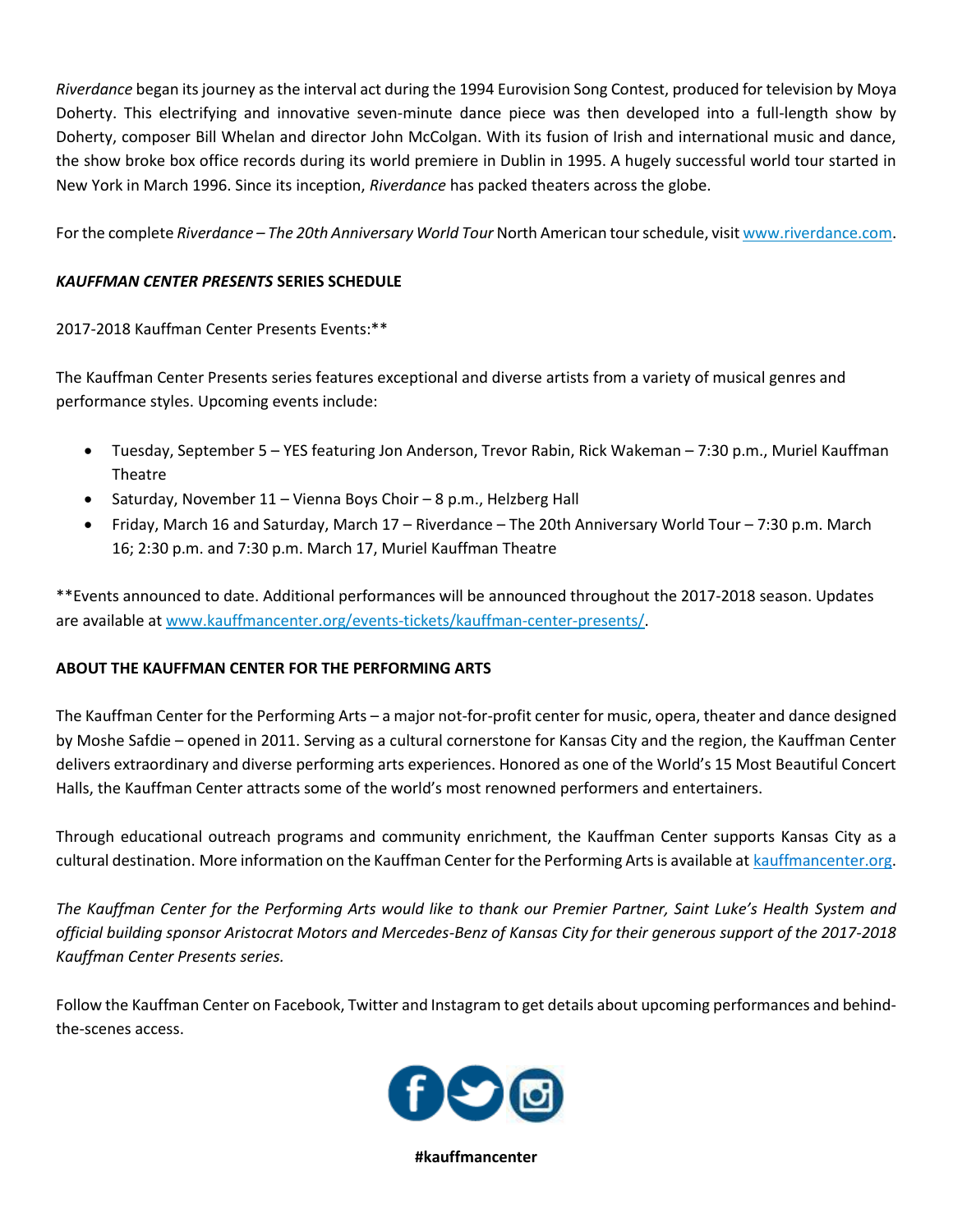*Riverdance* began its journey as the interval act during the 1994 Eurovision Song Contest, produced for television by Moya Doherty. This electrifying and innovative seven-minute dance piece was then developed into a full-length show by Doherty, composer Bill Whelan and director John McColgan. With its fusion of Irish and international music and dance, the show broke box office records during its world premiere in Dublin in 1995. A hugely successful world tour started in New York in March 1996. Since its inception, *Riverdance* has packed theaters across the globe.

For the complete *Riverdance – The 20th Anniversary World Tour* North American tour schedule, visit www.riverdance.com.

### ***KAUFFMAN CENTER PRESENTS* SERIES SCHEDULE**

2017-2018 Kauffman Center Presents Events:**

The Kauffman Center Presents series features exceptional and diverse artists from a variety of musical genres and performance styles. Upcoming events include:

- Tuesday, September 5 – YES featuring Jon Anderson, Trevor Rabin, Rick Wakeman – 7:30 p.m., Muriel Kauffman Theatre
- Saturday, November 11 – Vienna Boys Choir – 8 p.m., Helzberg Hall
- Friday, March 16 and Saturday, March 17 – Riverdance – The 20th Anniversary World Tour – 7:30 p.m. March 16; 2:30 p.m. and 7:30 p.m. March 17, Muriel Kauffman Theatre

**Events announced to date. Additional performances will be announced throughout the 2017-2018 season. Updates are available at www.kauffmancenter.org/events-tickets/kauffman-center-presents/.

### **ABOUT THE KAUFFMAN CENTER FOR THE PERFORMING ARTS**

The Kauffman Center for the Performing Arts – a major not-for-profit center for music, opera, theater and dance designed by Moshe Safdie – opened in 2011. Serving as a cultural cornerstone for Kansas City and the region, the Kauffman Center delivers extraordinary and diverse performing arts experiences. Honored as one of the World's 15 Most Beautiful Concert Halls, the Kauffman Center attracts some of the world's most renowned performers and entertainers.

Through educational outreach programs and community enrichment, the Kauffman Center supports Kansas City as a cultural destination. More information on the Kauffman Center for the Performing Arts is available at kauffmancenter.org.

*The Kauffman Center for the Performing Arts would like to thank our Premier Partner, Saint Luke's Health System and official building sponsor Aristocrat Motors and Mercedes-Benz of Kansas City for their generous support of the 2017-2018 Kauffman Center Presents series.*

Follow the Kauffman Center on Facebook, Twitter and Instagram to get details about upcoming performances and behind-the-scenes access.

**#kauffmancenter**